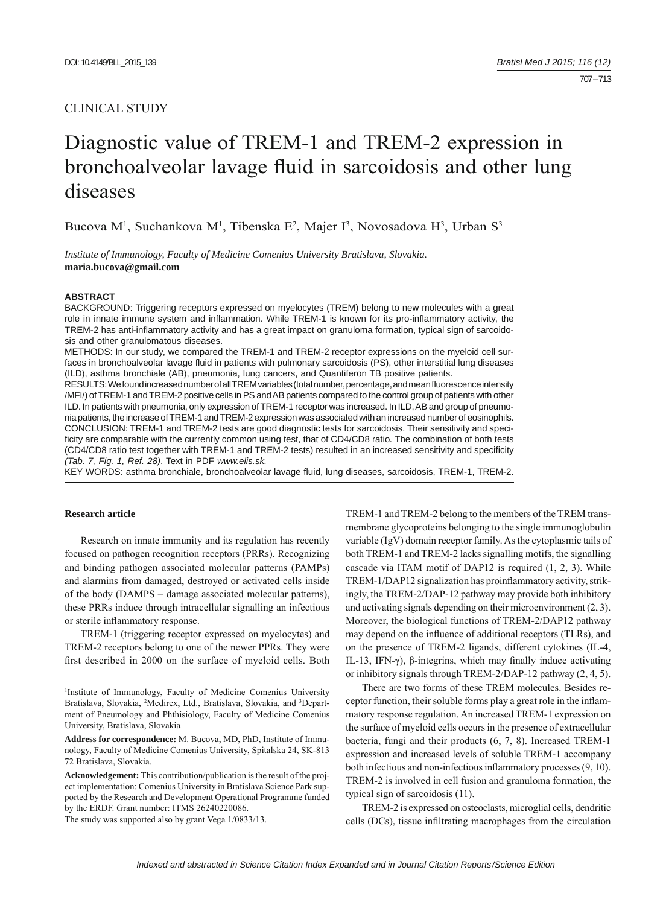CLINICAL STUDY

# Diagnostic value of TREM-1 and TREM-2 expression in bronchoalveolar lavage fluid in sarcoidosis and other lung diseases

Bucova M[1], Suchankova M[1], Tibenska E[2], Majer I[3], Novosadova H[3], Urban S[3]

*Institute of Immunology, Faculty of Medicine Comenius University Bratislava, Slovakia.*
**maria.bucova@gmail.com**

**ABSTRACT**

BACKGROUND: Triggering receptors expressed on myelocytes (TREM) belong to new molecules with a great role in innate immune system and inflammation. While TREM-1 is known for its pro-inflammatory activity, the TREM-2 has anti-inflammatory activity and has a great impact on granuloma formation, typical sign of sarcoidosis and other granulomatous diseases.

METHODS: In our study, we compared the TREM-1 and TREM-2 receptor expressions on the myeloid cell surfaces in bronchoalveolar lavage fluid in patients with pulmonary sarcoidosis (PS), other interstitial lung diseases (ILD), asthma bronchiale (AB), pneumonia, lung cancers, and Quantiferon TB positive patients.

RESULTS: We found increased number of all TREM variables (total number, percentage, and mean fluorescence intensity /MFI/) of TREM-1 and TREM-2 positive cells in PS and AB patients compared to the control group of patients with other ILD. In patients with pneumonia, only expression of TREM-1 receptor was increased. In ILD, AB and group of pneumonia patients, the increase of TREM-1 and TREM-2 expression was associated with an increased number of eosinophils.

CONCLUSION: TREM-1 and TREM-2 tests are good diagnostic tests for sarcoidosis. Their sensitivity and specificity are comparable with the currently common using test, that of CD4/CD8 ratio. The combination of both tests (CD4/CD8 ratio test together with TREM-1 and TREM-2 tests) resulted in an increased sensitivity and specificity *(Tab. 7, Fig. 1, Ref. 28)*. Text in PDF *www.elis.sk.*

KEY WORDS: asthma bronchiale, bronchoalveolar lavage fluid, lung diseases, sarcoidosis, TREM-1, TREM-2.

**Research article**

Research on innate immunity and its regulation has recently focused on pathogen recognition receptors (PRRs). Recognizing and binding pathogen associated molecular patterns (PAMPs) and alarmins from damaged, destroyed or activated cells inside of the body (DAMPS – damage associated molecular patterns), these PRRs induce through intracellular signalling an infectious or sterile inflammatory response.

TREM-1 (triggering receptor expressed on myelocytes) and TREM-2 receptors belong to one of the newer PPRs. They were first described in 2000 on the surface of myeloid cells. Both TREM-1 and TREM-2 belong to the members of the TREM transmembrane glycoproteins belonging to the single immunoglobulin variable (IgV) domain receptor family. As the cytoplasmic tails of both TREM-1 and TREM-2 lacks signalling motifs, the signalling cascade via ITAM motif of DAP12 is required (1, 2, 3). While TREM-1/DAP12 signalization has proinflammatory activity, strikingly, the TREM-2/DAP-12 pathway may provide both inhibitory and activating signals depending on their microenvironment (2, 3). Moreover, the biological functions of TREM-2/DAP12 pathway may depend on the influence of additional receptors (TLRs), and on the presence of TREM-2 ligands, different cytokines (IL-4, IL-13, IFN-γ), β-integrins, which may finally induce activating or inhibitory signals through TREM-2/DAP-12 pathway (2, 4, 5).

There are two forms of these TREM molecules. Besides receptor function, their soluble forms play a great role in the inflammatory response regulation. An increased TREM-1 expression on the surface of myeloid cells occurs in the presence of extracellular bacteria, fungi and their products (6, 7, 8). Increased TREM-1 expression and increased levels of soluble TREM-1 accompany both infectious and non-infectious inflammatory processes (9, 10). TREM-2 is involved in cell fusion and granuloma formation, the typical sign of sarcoidosis (11).

TREM-2 is expressed on osteoclasts, microglial cells, dendritic cells (DCs), tissue infiltrating macrophages from the circulation

---

[1]Institute of Immunology, Faculty of Medicine Comenius University Bratislava, Slovakia, [2]Medirex, Ltd., Bratislava, Slovakia, and [3]Department of Pneumology and Phthisiology, Faculty of Medicine Comenius University, Bratislava, Slovakia

**Address for correspondence:** M. Bucova, MD, PhD, Institute of Immunology, Faculty of Medicine Comenius University, Spitalska 24, SK-813 72 Bratislava, Slovakia.

**Acknowledgement:** This contribution/publication is the result of the project implementation: Comenius University in Bratislava Science Park supported by the Research and Development Operational Programme funded by the ERDF. Grant number: ITMS 26240220086.
The study was supported also by grant Vega 1/0833/13.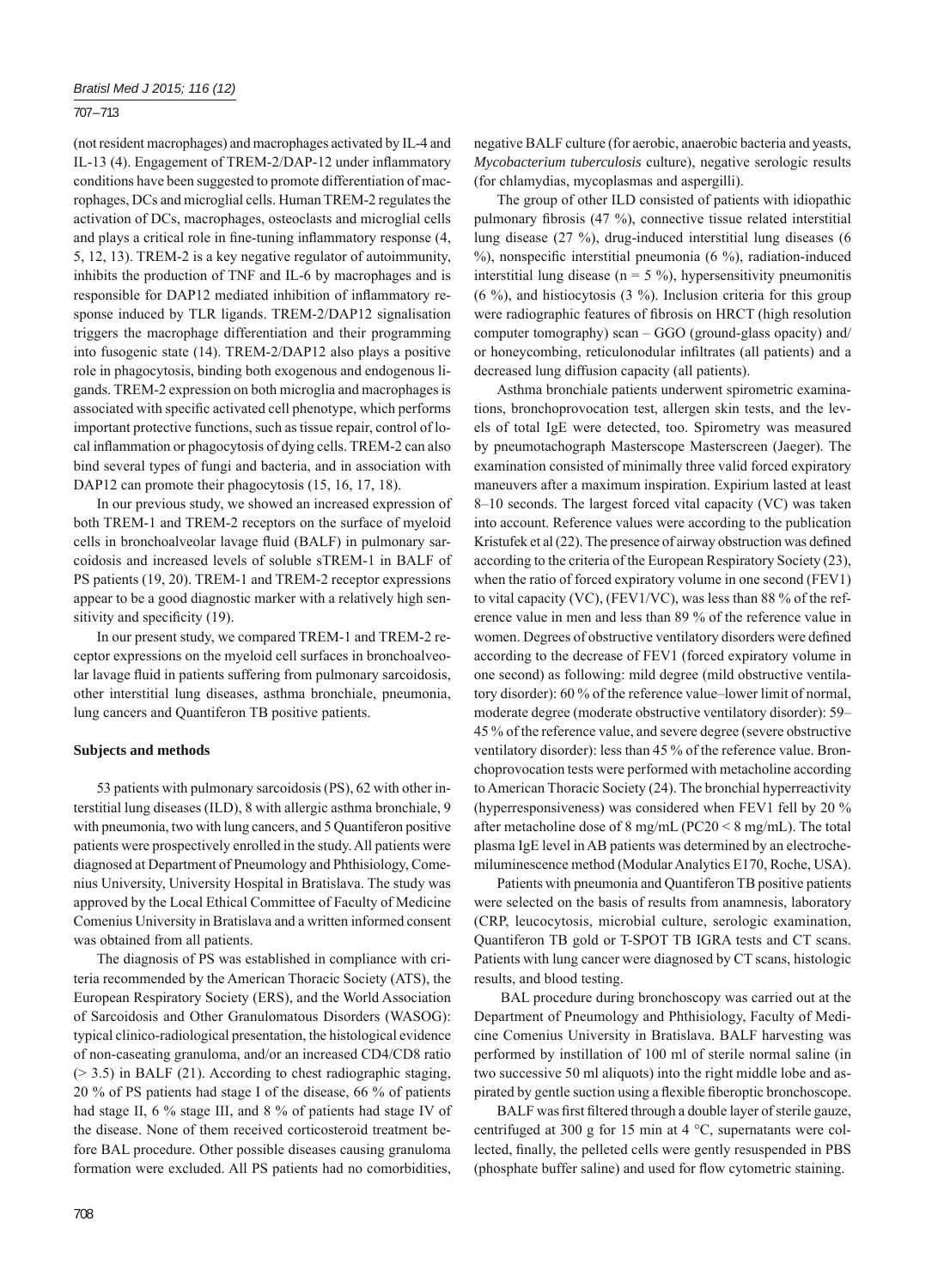(not resident macrophages) and macrophages activated by IL-4 and IL-13 (4). Engagement of TREM-2/DAP-12 under inflammatory conditions have been suggested to promote differentiation of macrophages, DCs and microglial cells. Human TREM-2 regulates the activation of DCs, macrophages, osteoclasts and microglial cells and plays a critical role in fine-tuning inflammatory response (4, 5, 12, 13). TREM-2 is a key negative regulator of autoimmunity, inhibits the production of TNF and IL-6 by macrophages and is responsible for DAP12 mediated inhibition of inflammatory response induced by TLR ligands. TREM-2/DAP12 signalisation triggers the macrophage differentiation and their programming into fusogenic state (14). TREM-2/DAP12 also plays a positive role in phagocytosis, binding both exogenous and endogenous ligands. TREM-2 expression on both microglia and macrophages is associated with specific activated cell phenotype, which performs important protective functions, such as tissue repair, control of local inflammation or phagocytosis of dying cells. TREM-2 can also bind several types of fungi and bacteria, and in association with DAP12 can promote their phagocytosis (15, 16, 17, 18).

In our previous study, we showed an increased expression of both TREM-1 and TREM-2 receptors on the surface of myeloid cells in bronchoalveolar lavage fluid (BALF) in pulmonary sarcoidosis and increased levels of soluble sTREM-1 in BALF of PS patients (19, 20). TREM-1 and TREM-2 receptor expressions appear to be a good diagnostic marker with a relatively high sensitivity and specificity (19).

In our present study, we compared TREM-1 and TREM-2 receptor expressions on the myeloid cell surfaces in bronchoalveolar lavage fluid in patients suffering from pulmonary sarcoidosis, other interstitial lung diseases, asthma bronchiale, pneumonia, lung cancers and Quantiferon TB positive patients.

## Subjects and methods

53 patients with pulmonary sarcoidosis (PS), 62 with other interstitial lung diseases (ILD), 8 with allergic asthma bronchiale, 9 with pneumonia, two with lung cancers, and 5 Quantiferon positive patients were prospectively enrolled in the study. All patients were diagnosed at Department of Pneumology and Phthisiology, Comenius University, University Hospital in Bratislava. The study was approved by the Local Ethical Committee of Faculty of Medicine Comenius University in Bratislava and a written informed consent was obtained from all patients.

The diagnosis of PS was established in compliance with criteria recommended by the American Thoracic Society (ATS), the European Respiratory Society (ERS), and the World Association of Sarcoidosis and Other Granulomatous Disorders (WASOG): typical clinico-radiological presentation, the histological evidence of non-caseating granuloma, and/or an increased CD4/CD8 ratio (> 3.5) in BALF (21). According to chest radiographic staging, 20 % of PS patients had stage I of the disease, 66 % of patients had stage II, 6 % stage III, and 8 % of patients had stage IV of the disease. None of them received corticosteroid treatment before BAL procedure. Other possible diseases causing granuloma formation were excluded. All PS patients had no comorbidities, negative BALF culture (for aerobic, anaerobic bacteria and yeasts, *Mycobacterium tuberculosis* culture), negative serologic results (for chlamydias, mycoplasmas and aspergilli).

The group of other ILD consisted of patients with idiopathic pulmonary fibrosis (47 %), connective tissue related interstitial lung disease (27 %), drug-induced interstitial lung diseases (6 %), nonspecific interstitial pneumonia (6 %), radiation-induced interstitial lung disease (n = 5 %), hypersensitivity pneumonitis (6 %), and histiocytosis (3 %). Inclusion criteria for this group were radiographic features of fibrosis on HRCT (high resolution computer tomography) scan – GGO (ground-glass opacity) and/or honeycombing, reticulonodular infiltrates (all patients) and a decreased lung diffusion capacity (all patients).

Asthma bronchiale patients underwent spirometric examinations, bronchoprovocation test, allergen skin tests, and the levels of total IgE were detected, too. Spirometry was measured by pneumotachograph Masterscope Masterscreen (Jaeger). The examination consisted of minimally three valid forced expiratory maneuvers after a maximum inspiration. Expirium lasted at least 8–10 seconds. The largest forced vital capacity (VC) was taken into account. Reference values were according to the publication Kristufek et al (22). The presence of airway obstruction was defined according to the criteria of the European Respiratory Society (23), when the ratio of forced expiratory volume in one second (FEV1) to vital capacity (VC), (FEV1/VC), was less than 88 % of the reference value in men and less than 89 % of the reference value in women. Degrees of obstructive ventilatory disorders were defined according to the decrease of FEV1 (forced expiratory volume in one second) as following: mild degree (mild obstructive ventilatory disorder): 60 % of the reference value–lower limit of normal, moderate degree (moderate obstructive ventilatory disorder): 59–45 % of the reference value, and severe degree (severe obstructive ventilatory disorder): less than 45 % of the reference value. Bronchoprovocation tests were performed with metacholine according to American Thoracic Society (24). The bronchial hyperreactivity (hyperresponsiveness) was considered when FEV1 fell by 20 % after metacholine dose of 8 mg/mL (PC20 < 8 mg/mL). The total plasma IgE level in AB patients was determined by an electrochemiluminescence method (Modular Analytics E170, Roche, USA).

Patients with pneumonia and Quantiferon TB positive patients were selected on the basis of results from anamnesis, laboratory (CRP, leucocytosis, microbial culture, serologic examination, Quantiferon TB gold or T-SPOT TB IGRA tests and CT scans. Patients with lung cancer were diagnosed by CT scans, histologic results, and blood testing.

BAL procedure during bronchoscopy was carried out at the Department of Pneumology and Phthisiology, Faculty of Medicine Comenius University in Bratislava. BALF harvesting was performed by instillation of 100 ml of sterile normal saline (in two successive 50 ml aliquots) into the right middle lobe and aspirated by gentle suction using a flexible fiberoptic bronchoscope.

BALF was first filtered through a double layer of sterile gauze, centrifuged at 300 g for 15 min at 4 °C, supernatants were collected, finally, the pelleted cells were gently resuspended in PBS (phosphate buffer saline) and used for flow cytometric staining.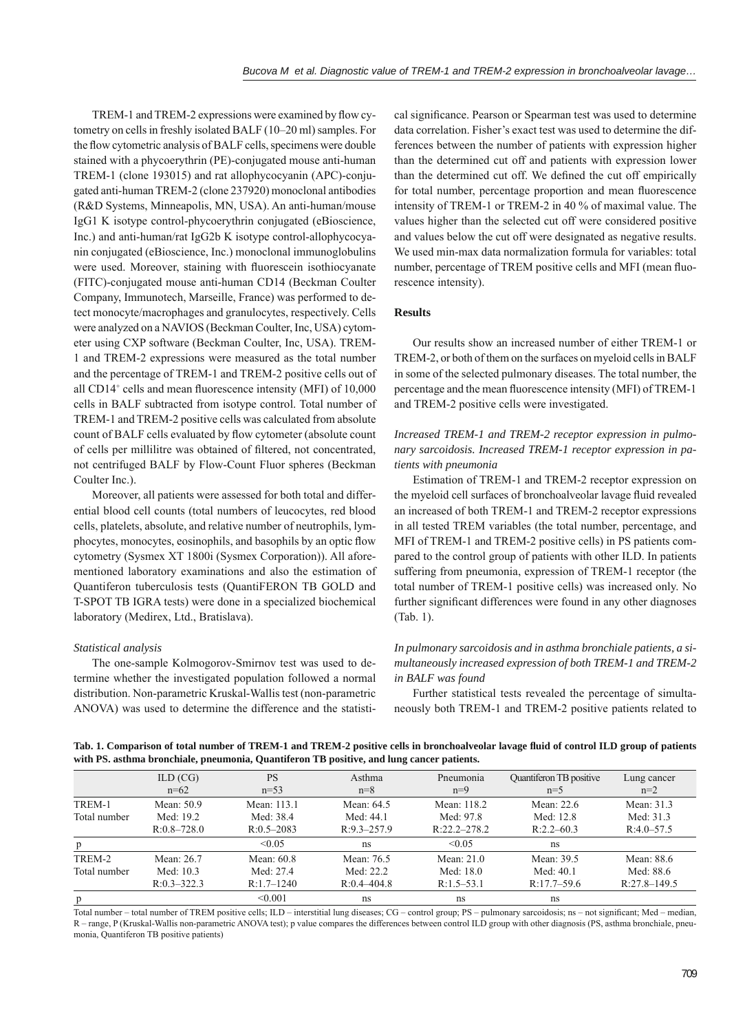TREM-1 and TREM-2 expressions were examined by flow cytometry on cells in freshly isolated BALF (10–20 ml) samples. For the flow cytometric analysis of BALF cells, specimens were double stained with a phycoerythrin (PE)-conjugated mouse anti-human TREM-1 (clone 193015) and rat allophycocyanin (APC)-conjugated anti-human TREM-2 (clone 237920) monoclonal antibodies (R&D Systems, Minneapolis, MN, USA). An anti-human/mouse IgG1 K isotype control-phycoerythrin conjugated (eBioscience, Inc.) and anti-human/rat IgG2b K isotype control-allophycocyanin conjugated (eBioscience, Inc.) monoclonal immunoglobulins were used. Moreover, staining with fluorescein isothiocyanate (FITC)-conjugated mouse anti-human CD14 (Beckman Coulter Company, Immunotech, Marseille, France) was performed to detect monocyte/macrophages and granulocytes, respectively. Cells were analyzed on a NAVIOS (Beckman Coulter, Inc, USA) cytometer using CXP software (Beckman Coulter, Inc, USA). TREM-1 and TREM-2 expressions were measured as the total number and the percentage of TREM-1 and TREM-2 positive cells out of all $CD14^+$ cells and mean fluorescence intensity (MFI) of 10,000 cells in BALF subtracted from isotype control. Total number of TREM-1 and TREM-2 positive cells was calculated from absolute count of BALF cells evaluated by flow cytometer (absolute count of cells per millilitre was obtained of filtered, not concentrated, not centrifuged BALF by Flow-Count Fluor spheres (Beckman Coulter Inc.).

Moreover, all patients were assessed for both total and differential blood cell counts (total numbers of leucocytes, red blood cells, platelets, absolute, and relative number of neutrophils, lymphocytes, monocytes, eosinophils, and basophils by an optic flow cytometry (Sysmex XT 1800i (Sysmex Corporation)). All aforementioned laboratory examinations and also the estimation of Quantiferon tuberculosis tests (QuantiFERON TB GOLD and T-SPOT TB IGRA tests) were done in a specialized biochemical laboratory (Medirex, Ltd., Bratislava).

### *Statistical analysis*

The one-sample Kolmogorov-Smirnov test was used to determine whether the investigated population followed a normal distribution. Non-parametric Kruskal-Wallis test (non-parametric ANOVA) was used to determine the difference and the statistical significance. Pearson or Spearman test was used to determine data correlation. Fisher's exact test was used to determine the differences between the number of patients with expression higher than the determined cut off and patients with expression lower than the determined cut off. We defined the cut off empirically for total number, percentage proportion and mean fluorescence intensity of TREM-1 or TREM-2 in 40 % of maximal value. The values higher than the selected cut off were considered positive and values below the cut off were designated as negative results. We used min-max data normalization formula for variables: total number, percentage of TREM positive cells and MFI (mean fluorescence intensity).

## Results

Our results show an increased number of either TREM-1 or TREM-2, or both of them on the surfaces on myeloid cells in BALF in some of the selected pulmonary diseases. The total number, the percentage and the mean fluorescence intensity (MFI) of TREM-1 and TREM-2 positive cells were investigated.

### *Increased TREM-1 and TREM-2 receptor expression in pulmonary sarcoidosis. Increased TREM-1 receptor expression in patients with pneumonia*

Estimation of TREM-1 and TREM-2 receptor expression on the myeloid cell surfaces of bronchoalveolar lavage fluid revealed an increased of both TREM-1 and TREM-2 receptor expressions in all tested TREM variables (the total number, percentage, and MFI of TREM-1 and TREM-2 positive cells) in PS patients compared to the control group of patients with other ILD. In patients suffering from pneumonia, expression of TREM-1 receptor (the total number of TREM-1 positive cells) was increased only. No further significant differences were found in any other diagnoses (Tab. 1).

### *In pulmonary sarcoidosis and in asthma bronchiale patients, a simultaneously increased expression of both TREM-1 and TREM-2 in BALF was found*

Further statistical tests revealed the percentage of simultaneously both TREM-1 and TREM-2 positive patients related to

**Tab. 1. Comparison of total number of TREM-1 and TREM-2 positive cells in bronchoalveolar lavage fluid of control ILD group of patients with PS. asthma bronchiale, pneumonia, Quantiferon TB positive, and lung cancer patients.**

| | ILD (CG) n=62 | PS n=53 | Asthma n=8 | Pneumonia n=9 | Quantiferon TB positive n=5 | Lung cancer n=2 |
|---|---|---|---|---|---|---|
| TREM-1 Total number | Mean: 50.9 Med: 19.2 R:0.8–728.0 | Mean: 113.1 Med: 38.4 R:0.5–2083 | Mean: 64.5 Med: 44.1 R:9.3–257.9 | Mean: 118.2 Med: 97.8 R:22.2–278.2 | Mean: 22.6 Med: 12.8 R:2.2–60.3 | Mean: 31.3 Med: 31.3 R:4.0–57.5 |
| p | | <0.05 | ns | <0.05 | ns | |
| TREM-2 Total number | Mean: 26.7 Med: 10.3 R:0.3–322.3 | Mean: 60.8 Med: 27.4 R:1.7–1240 | Mean: 76.5 Med: 22.2 R:0.4–404.8 | Mean: 21.0 Med: 18.0 R:1.5–53.1 | Mean: 39.5 Med: 40.1 R:17.7–59.6 | Mean: 88.6 Med: 88.6 R:27.8–149.5 |
| p | | <0.001 | ns | ns | ns | |

Total number – total number of TREM positive cells; ILD – interstitial lung diseases; CG – control group; PS – pulmonary sarcoidosis; ns – not significant; Med – median, R – range, P (Kruskal-Wallis non-parametric ANOVA test); p value compares the differences between control ILD group with other diagnosis (PS, asthma bronchiale, pneumonia, Quantiferon TB positive patients)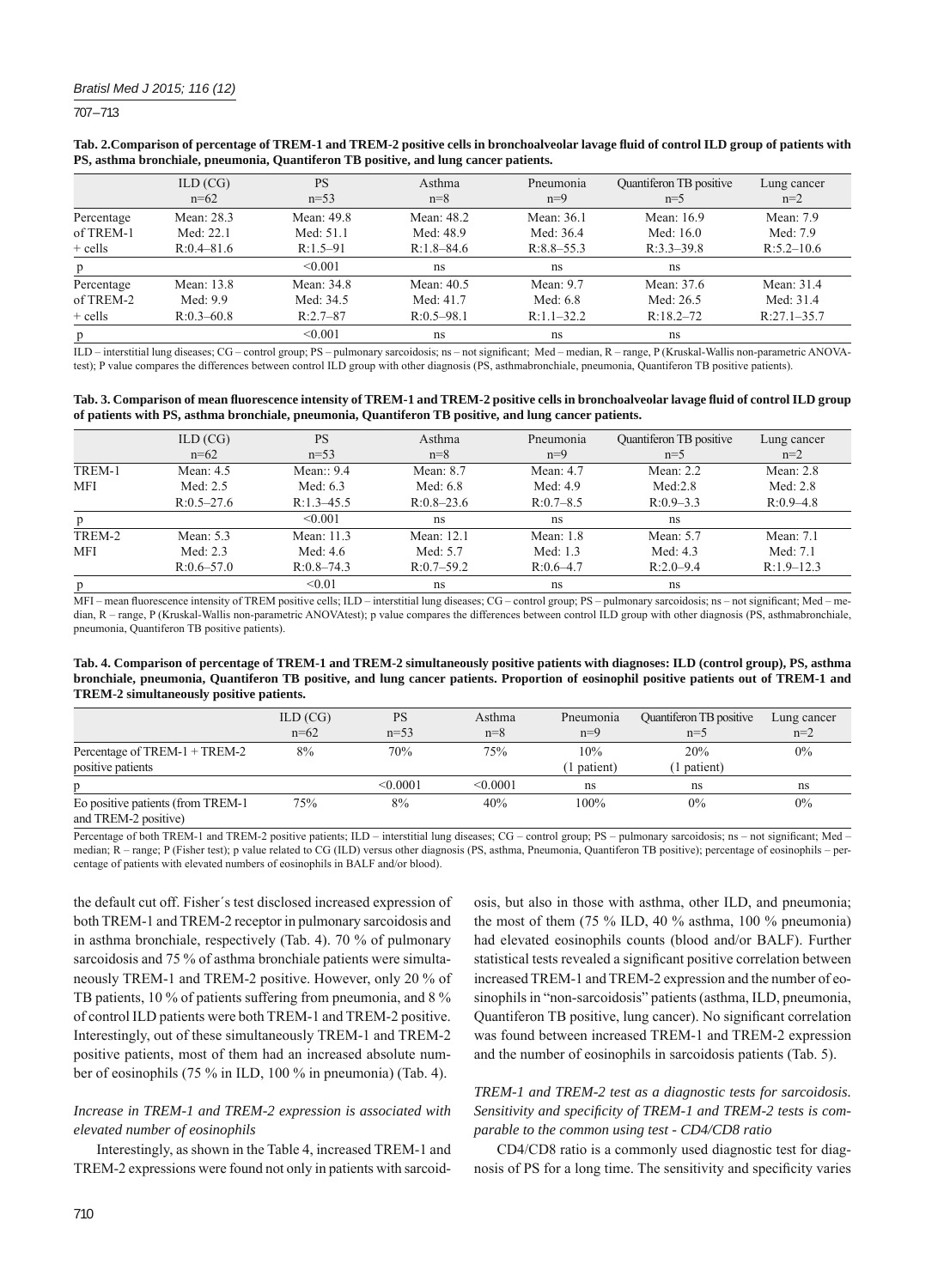**Tab. 2. Comparison of percentage of TREM-1 and TREM-2 positive cells in bronchoalveolar lavage fluid of control ILD group of patients with PS, asthma bronchiale, pneumonia, Quantiferon TB positive, and lung cancer patients.**

| | ILD (CG) n=62 | PS n=53 | Asthma n=8 | Pneumonia n=9 | Quantiferon TB positive n=5 | Lung cancer n=2 |
|---|---|---|---|---|---|---|
| Percentage of TREM-1 + cells | Mean: 28.3 Med: 22.1 R:0.4–81.6 | Mean: 49.8 Med: 51.1 R:1.5–91 | Mean: 48.2 Med: 48.9 R:1.8–84.6 | Mean: 36.1 Med: 36.4 R:8.8–55.3 | Mean: 16.9 Med: 16.0 R:3.3–39.8 | Mean: 7.9 Med: 7.9 R:5.2–10.6 |
| p | | <0.001 | ns | ns | ns | |
| Percentage of TREM-2 + cells | Mean: 13.8 Med: 9.9 R:0.3–60.8 | Mean: 34.8 Med: 34.5 R:2.7–87 | Mean: 40.5 Med: 41.7 R:0.5–98.1 | Mean: 9.7 Med: 6.8 R:1.1–32.2 | Mean: 37.6 Med: 26.5 R:18.2–72 | Mean: 31.4 Med: 31.4 R:27.1–35.7 |
| p | | <0.001 | ns | ns | ns | |

ILD – interstitial lung diseases; CG – control group; PS – pulmonary sarcoidosis; ns – not significant; Med – median, R – range, P (Kruskal-Wallis non-parametric ANOVA-test); P value compares the differences between control ILD group with other diagnosis (PS, asthmabronchiale, pneumonia, Quantiferon TB positive patients).

**Tab. 3. Comparison of mean fluorescence intensity of TREM-1 and TREM-2 positive cells in bronchoalveolar lavage fluid of control ILD group of patients with PS, asthma bronchiale, pneumonia, Quantiferon TB positive, and lung cancer patients.**

| | ILD (CG) n=62 | PS n=53 | Asthma n=8 | Pneumonia n=9 | Quantiferon TB positive n=5 | Lung cancer n=2 |
|---|---|---|---|---|---|---|
| TREM-1 MFI | Mean: 4.5 Med: 2.5 R:0.5–27.6 | Mean:: 9.4 Med: 6.3 R:1.3–45.5 | Mean: 8.7 Med: 6.8 R:0.8–23.6 | Mean: 4.7 Med: 4.9 R:0.7–8.5 | Mean: 2.2 Med:2.8 R:0.9–3.3 | Mean: 2.8 Med: 2.8 R:0.9–4.8 |
| p | | <0.001 | ns | ns | ns | |
| TREM-2 MFI | Mean: 5.3 Med: 2.3 R:0.6–57.0 | Mean: 11.3 Med: 4.6 R:0.8–74.3 | Mean: 12.1 Med: 5.7 R:0.7–59.2 | Mean: 1.8 Med: 1.3 R:0.6–4.7 | Mean: 5.7 Med: 4.3 R:2.0–9.4 | Mean: 7.1 Med: 7.1 R:1.9–12.3 |
| p | | <0.01 | ns | ns | ns | |

MFI – mean fluorescence intensity of TREM positive cells; ILD – interstitial lung diseases; CG – control group; PS – pulmonary sarcoidosis; ns – not significant; Med – median, R – range, P (Kruskal-Wallis non-parametric ANOVAtest); p value compares the differences between control ILD group with other diagnosis (PS, asthmabronchiale, pneumonia, Quantiferon TB positive patients).

**Tab. 4. Comparison of percentage of TREM-1 and TREM-2 simultaneously positive patients with diagnoses: ILD (control group), PS, asthma bronchiale, pneumonia, Quantiferon TB positive, and lung cancer patients. Proportion of eosinophil positive patients out of TREM-1 and TREM-2 simultaneously positive patients.**

| | ILD (CG) n=62 | PS n=53 | Asthma n=8 | Pneumonia n=9 | Quantiferon TB positive n=5 | Lung cancer n=2 |
|---|---|---|---|---|---|---|
| Percentage of TREM-1 + TREM-2 positive patients | 8% | 70% | 75% | 10% (1 patient) | 20% (1 patient) | 0% |
| p | | <0.0001 | <0.0001 | ns | ns | ns |
| Eo positive patients (from TREM-1 and TREM-2 positive) | 75% | 8% | 40% | 100% | 0% | 0% |

Percentage of both TREM-1 and TREM-2 positive patients; ILD – interstitial lung diseases; CG – control group; PS – pulmonary sarcoidosis; ns – not significant; Med – median; R – range; P (Fisher test); p value related to CG (ILD) versus other diagnosis (PS, asthma, Pneumonia, Quantiferon TB positive); percentage of eosinophils – percentage of patients with elevated numbers of eosinophils in BALF and/or blood).

the default cut off. Fisher´s test disclosed increased expression of both TREM-1 and TREM-2 receptor in pulmonary sarcoidosis and in asthma bronchiale, respectively (Tab. 4). 70 % of pulmonary sarcoidosis and 75 % of asthma bronchiale patients were simultaneously TREM-1 and TREM-2 positive. However, only 20 % of TB patients, 10 % of patients suffering from pneumonia, and 8 % of control ILD patients were both TREM-1 and TREM-2 positive. Interestingly, out of these simultaneously TREM-1 and TREM-2 positive patients, most of them had an increased absolute number of eosinophils (75 % in ILD, 100 % in pneumonia) (Tab. 4).

### *Increase in TREM-1 and TREM-2 expression is associated with elevated number of eosinophils*

Interestingly, as shown in the Table 4, increased TREM-1 and TREM-2 expressions were found not only in patients with sarcoidosis, but also in those with asthma, other ILD, and pneumonia; the most of them (75 % ILD, 40 % asthma, 100 % pneumonia) had elevated eosinophils counts (blood and/or BALF). Further statistical tests revealed a significant positive correlation between increased TREM-1 and TREM-2 expression and the number of eosinophils in "non-sarcoidosis" patients (asthma, ILD, pneumonia, Quantiferon TB positive, lung cancer). No significant correlation was found between increased TREM-1 and TREM-2 expression and the number of eosinophils in sarcoidosis patients (Tab. 5).

### *TREM-1 and TREM-2 test as a diagnostic tests for sarcoidosis. Sensitivity and specificity of TREM-1 and TREM-2 tests is comparable to the common using test - CD4/CD8 ratio*

CD4/CD8 ratio is a commonly used diagnostic test for diagnosis of PS for a long time. The sensitivity and specificity varies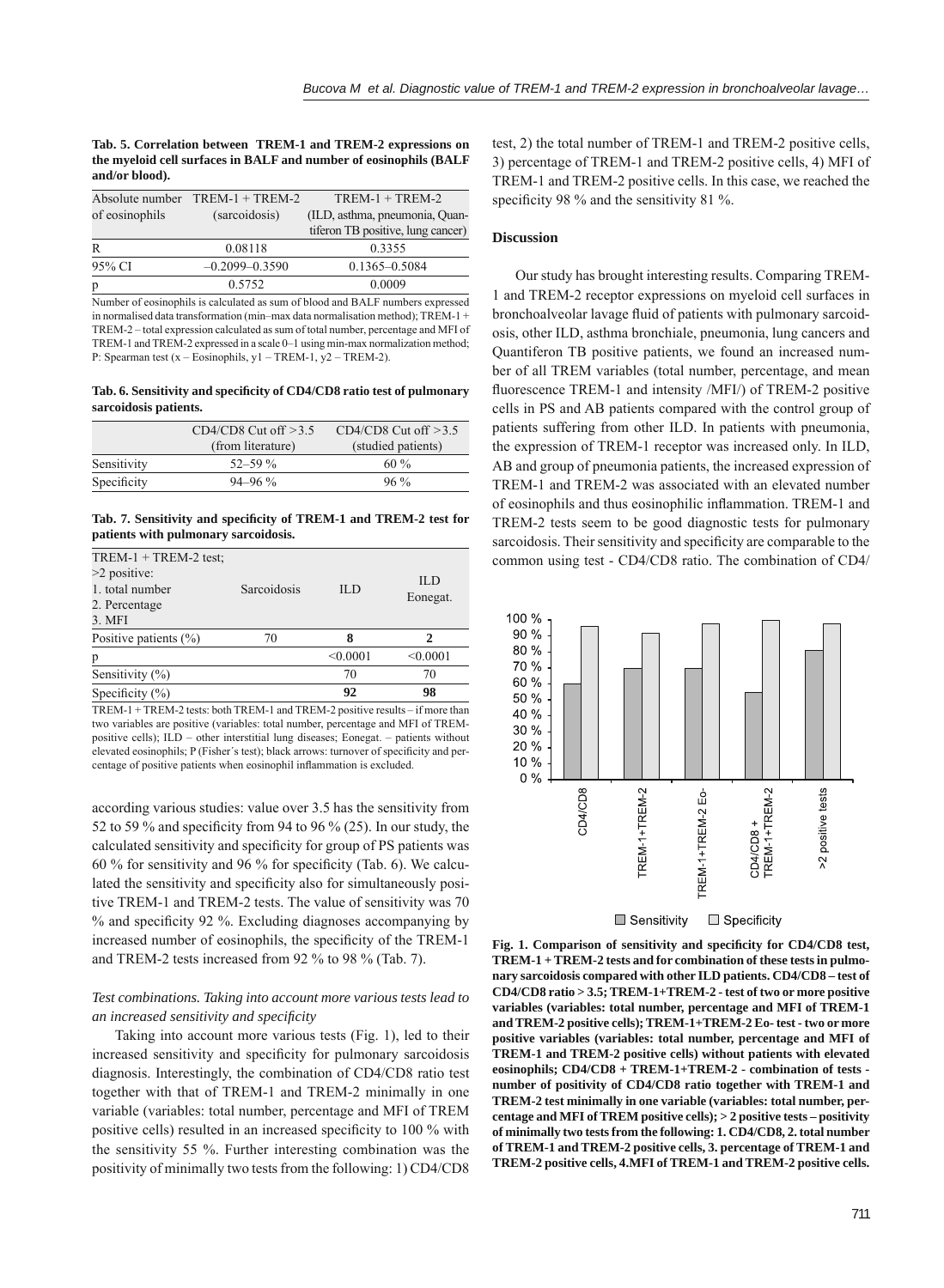**Tab. 5. Correlation between TREM-1 and TREM-2 expressions on the myeloid cell surfaces in BALF and number of eosinophils (BALF and/or blood).**

| Absolute number of eosinophils | TREM-1 + TREM-2 (sarcoidosis) | TREM-1 + TREM-2 (ILD, asthma, pneumonia, Quantiferon TB positive, lung cancer) |
|---|---|---|
| R | 0.08118 | 0.3355 |
| 95% CI | –0.2099–0.3590 | 0.1365–0.5084 |
| p | 0.5752 | 0.0009 |

Number of eosinophils is calculated as sum of blood and BALF numbers expressed in normalised data transformation (min–max data normalisation method); TREM-1 + TREM-2 – total expression calculated as sum of total number, percentage and MFI of TREM-1 and TREM-2 expressed in a scale 0–1 using min-max normalization method; P: Spearman test (x – Eosinophils, y1 – TREM-1, y2 – TREM-2).

**Tab. 6. Sensitivity and specificity of CD4/CD8 ratio test of pulmonary sarcoidosis patients.**

| | CD4/CD8 Cut off >3.5 (from literature) | CD4/CD8 Cut off >3.5 (studied patients) |
|---|---|---|
| Sensitivity | 52–59 % | 60 % |
| Specificity | 94–96 % | 96 % |

**Tab. 7. Sensitivity and specificity of TREM-1 and TREM-2 test for patients with pulmonary sarcoidosis.**

| TREM-1 + TREM-2 test; >2 positive: 1. total number 2. Percentage 3. MFI | Sarcoidosis | ILD | ILD Eonegat. |
|---|---|---|---|
| Positive patients (%) | 70 | **8** | **2** |
| p | | <0.0001 | <0.0001 |
| Sensitivity (%) | | 70 | 70 |
| Specificity (%) | | **92** | **98** |

TREM-1 + TREM-2 tests: both TREM-1 and TREM-2 positive results – if more than two variables are positive (variables: total number, percentage and MFI of TREM-positive cells); ILD – other interstitial lung diseases; Eonegat. – patients without elevated eosinophils; P (Fisher´s test); black arrows: turnover of specificity and percentage of positive patients when eosinophil inflammation is excluded.

according various studies: value over 3.5 has the sensitivity from 52 to 59 % and specificity from 94 to 96 % (25). In our study, the calculated sensitivity and specificity for group of PS patients was 60 % for sensitivity and 96 % for specificity (Tab. 6). We calculated the sensitivity and specificity also for simultaneously positive TREM-1 and TREM-2 tests. The value of sensitivity was 70 % and specificity 92 %. Excluding diagnoses accompanying by increased number of eosinophils, the specificity of the TREM-1 and TREM-2 tests increased from 92 % to 98 % (Tab. 7).

*Test combinations. Taking into account more various tests lead to an increased sensitivity and specificity*

Taking into account more various tests (Fig. 1), led to their increased sensitivity and specificity for pulmonary sarcoidosis diagnosis. Interestingly, the combination of CD4/CD8 ratio test together with that of TREM-1 and TREM-2 minimally in one variable (variables: total number, percentage and MFI of TREM positive cells) resulted in an increased specificity to 100 % with the sensitivity 55 %. Further interesting combination was the positivity of minimally two tests from the following: 1) CD4/CD8 test, 2) the total number of TREM-1 and TREM-2 positive cells, 3) percentage of TREM-1 and TREM-2 positive cells, 4) MFI of TREM-1 and TREM-2 positive cells. In this case, we reached the specificity 98 % and the sensitivity 81 %.

## Discussion

Our study has brought interesting results. Comparing TREM-1 and TREM-2 receptor expressions on myeloid cell surfaces in bronchoalveolar lavage fluid of patients with pulmonary sarcoidosis, other ILD, asthma bronchiale, pneumonia, lung cancers and Quantiferon TB positive patients, we found an increased number of all TREM variables (total number, percentage, and mean fluorescence TREM-1 and intensity /MFI/) of TREM-2 positive cells in PS and AB patients compared with the control group of patients suffering from other ILD. In patients with pneumonia, the expression of TREM-1 receptor was increased only. In ILD, AB and group of pneumonia patients, the increased expression of TREM-1 and TREM-2 was associated with an elevated number of eosinophils and thus eosinophilic inflammation. TREM-1 and TREM-2 tests seem to be good diagnostic tests for pulmonary sarcoidosis. Their sensitivity and specificity are comparable to the common using test - CD4/CD8 ratio. The combination of CD4/

**Fig. 1. Comparison of sensitivity and specificity for CD4/CD8 test, TREM-1 + TREM-2 tests and for combination of these tests in pulmonary sarcoidosis compared with other ILD patients. CD4/CD8 – test of CD4/CD8 ratio > 3.5; TREM-1+TREM-2 - test of two or more positive variables (variables: total number, percentage and MFI of TREM-1 and TREM-2 positive cells); TREM-1+TREM-2 Eo- test - two or more positive variables (variables: total number, percentage and MFI of TREM-1 and TREM-2 positive cells) without patients with elevated eosinophils; CD4/CD8 + TREM-1+TREM-2 - combination of tests - number of positivity of CD4/CD8 ratio together with TREM-1 and TREM-2 test minimally in one variable (variables: total number, percentage and MFI of TREM positive cells); > 2 positive tests – positivity of minimally two tests from the following: 1. CD4/CD8, 2. total number of TREM-1 and TREM-2 positive cells, 3. percentage of TREM-1 and TREM-2 positive cells, 4.MFI of TREM-1 and TREM-2 positive cells.**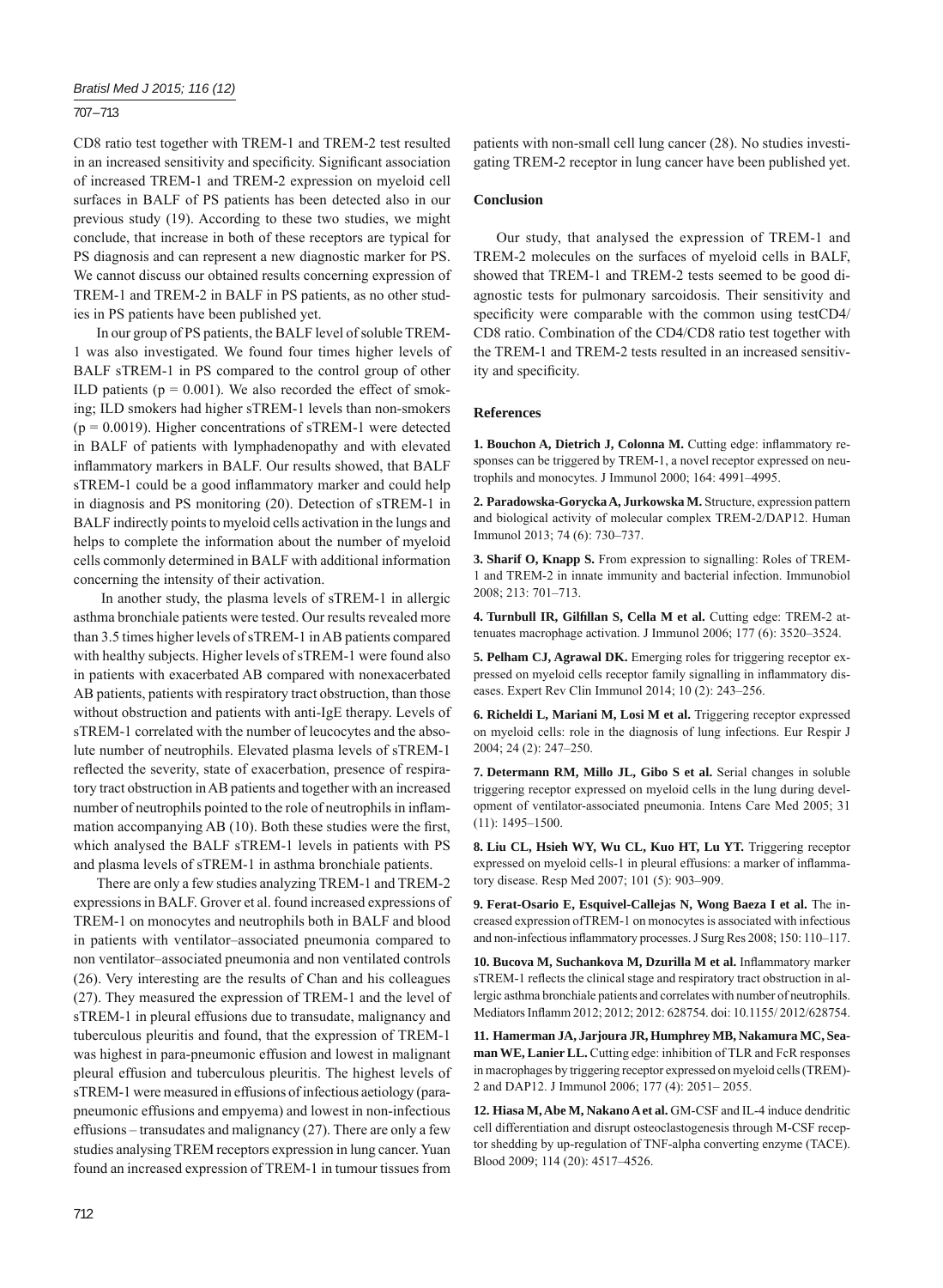CD8 ratio test together with TREM-1 and TREM-2 test resulted in an increased sensitivity and specificity. Significant association of increased TREM-1 and TREM-2 expression on myeloid cell surfaces in BALF of PS patients has been detected also in our previous study (19). According to these two studies, we might conclude, that increase in both of these receptors are typical for PS diagnosis and can represent a new diagnostic marker for PS. We cannot discuss our obtained results concerning expression of TREM-1 and TREM-2 in BALF in PS patients, as no other studies in PS patients have been published yet.

In our group of PS patients, the BALF level of soluble TREM-1 was also investigated. We found four times higher levels of BALF sTREM-1 in PS compared to the control group of other ILD patients ($p = 0.001$). We also recorded the effect of smoking; ILD smokers had higher sTREM-1 levels than non-smokers ($p = 0.0019$). Higher concentrations of sTREM-1 were detected in BALF of patients with lymphadenopathy and with elevated inflammatory markers in BALF. Our results showed, that BALF sTREM-1 could be a good inflammatory marker and could help in diagnosis and PS monitoring (20). Detection of sTREM-1 in BALF indirectly points to myeloid cells activation in the lungs and helps to complete the information about the number of myeloid cells commonly determined in BALF with additional information concerning the intensity of their activation.

In another study, the plasma levels of sTREM-1 in allergic asthma bronchiale patients were tested. Our results revealed more than 3.5 times higher levels of sTREM-1 in AB patients compared with healthy subjects. Higher levels of sTREM-1 were found also in patients with exacerbated AB compared with nonexacerbated AB patients, patients with respiratory tract obstruction, than those without obstruction and patients with anti-IgE therapy. Levels of sTREM-1 correlated with the number of leucocytes and the absolute number of neutrophils. Elevated plasma levels of sTREM-1 reflected the severity, state of exacerbation, presence of respiratory tract obstruction in AB patients and together with an increased number of neutrophils pointed to the role of neutrophils in inflammation accompanying AB (10). Both these studies were the first, which analysed the BALF sTREM-1 levels in patients with PS and plasma levels of sTREM-1 in asthma bronchiale patients.

There are only a few studies analyzing TREM-1 and TREM-2 expressions in BALF. Grover et al. found increased expressions of TREM-1 on monocytes and neutrophils both in BALF and blood in patients with ventilator–associated pneumonia compared to non ventilator–associated pneumonia and non ventilated controls (26). Very interesting are the results of Chan and his colleagues (27). They measured the expression of TREM-1 and the level of sTREM-1 in pleural effusions due to transudate, malignancy and tuberculous pleuritis and found, that the expression of TREM-1 was highest in para-pneumonic effusion and lowest in malignant pleural effusion and tuberculous pleuritis. The highest levels of sTREM-1 were measured in effusions of infectious aetiology (parapneumonic effusions and empyema) and lowest in non-infectious effusions – transudates and malignancy (27). There are only a few studies analysing TREM receptors expression in lung cancer. Yuan found an increased expression of TREM-1 in tumour tissues from patients with non-small cell lung cancer (28). No studies investigating TREM-2 receptor in lung cancer have been published yet.

## Conclusion

Our study, that analysed the expression of TREM-1 and TREM-2 molecules on the surfaces of myeloid cells in BALF, showed that TREM-1 and TREM-2 tests seemed to be good diagnostic tests for pulmonary sarcoidosis. Their sensitivity and specificity were comparable with the common using testCD4/CD8 ratio. Combination of the CD4/CD8 ratio test together with the TREM-1 and TREM-2 tests resulted in an increased sensitivity and specificity.

## References

**1. Bouchon A, Dietrich J, Colonna M.** Cutting edge: inflammatory responses can be triggered by TREM-1, a novel receptor expressed on neutrophils and monocytes. J Immunol 2000; 164: 4991–4995.

**2. Paradowska-Gorycka A, Jurkowska M.** Structure, expression pattern and biological activity of molecular complex TREM-2/DAP12. Human Immunol 2013; 74 (6): 730–737.

**3. Sharif O, Knapp S.** From expression to signalling: Roles of TREM-1 and TREM-2 in innate immunity and bacterial infection. Immunobiol 2008; 213: 701–713.

**4. Turnbull IR, Gilfillan S, Cella M et al.** Cutting edge: TREM-2 attenuates macrophage activation. J Immunol 2006; 177 (6): 3520–3524.

**5. Pelham CJ, Agrawal DK.** Emerging roles for triggering receptor expressed on myeloid cells receptor family signalling in inflammatory diseases. Expert Rev Clin Immunol 2014; 10 (2): 243–256.

**6. Richeldi L, Mariani M, Losi M et al.** Triggering receptor expressed on myeloid cells: role in the diagnosis of lung infections. Eur Respir J 2004; 24 (2): 247–250.

**7. Determann RM, Millo JL, Gibo S et al.** Serial changes in soluble triggering receptor expressed on myeloid cells in the lung during development of ventilator-associated pneumonia. Intens Care Med 2005; 31 (11): 1495–1500.

**8. Liu CL, Hsieh WY, Wu CL, Kuo HT, Lu YT.** Triggering receptor expressed on myeloid cells-1 in pleural effusions: a marker of inflammatory disease. Resp Med 2007; 101 (5): 903–909.

**9. Ferat-Osario E, Esquivel-Callejas N, Wong Baeza I et al.** The increased expression ofTREM-1 on monocytes is associated with infectious and non-infectious inflammatory processes. J Surg Res 2008; 150: 110–117.

**10. Bucova M, Suchankova M, Dzurilla M et al.** Inflammatory marker sTREM-1 reflects the clinical stage and respiratory tract obstruction in allergic asthma bronchiale patients and correlates with number of neutrophils. Mediators Inflamm 2012; 2012; 2012: 628754. doi: 10.1155/ 2012/628754.

**11. Hamerman JA, Jarjoura JR, Humphrey MB, Nakamura MC, Seaman WE, Lanier LL.** Cutting edge: inhibition of TLR and FcR responses in macrophages by triggering receptor expressed on myeloid cells (TREM)-2 and DAP12. J Immunol 2006; 177 (4): 2051– 2055.

**12. Hiasa M, Abe M, Nakano A et al.** GM-CSF and IL-4 induce dendritic cell differentiation and disrupt osteoclastogenesis through M-CSF receptor shedding by up-regulation of TNF-alpha converting enzyme (TACE). Blood 2009; 114 (20): 4517–4526.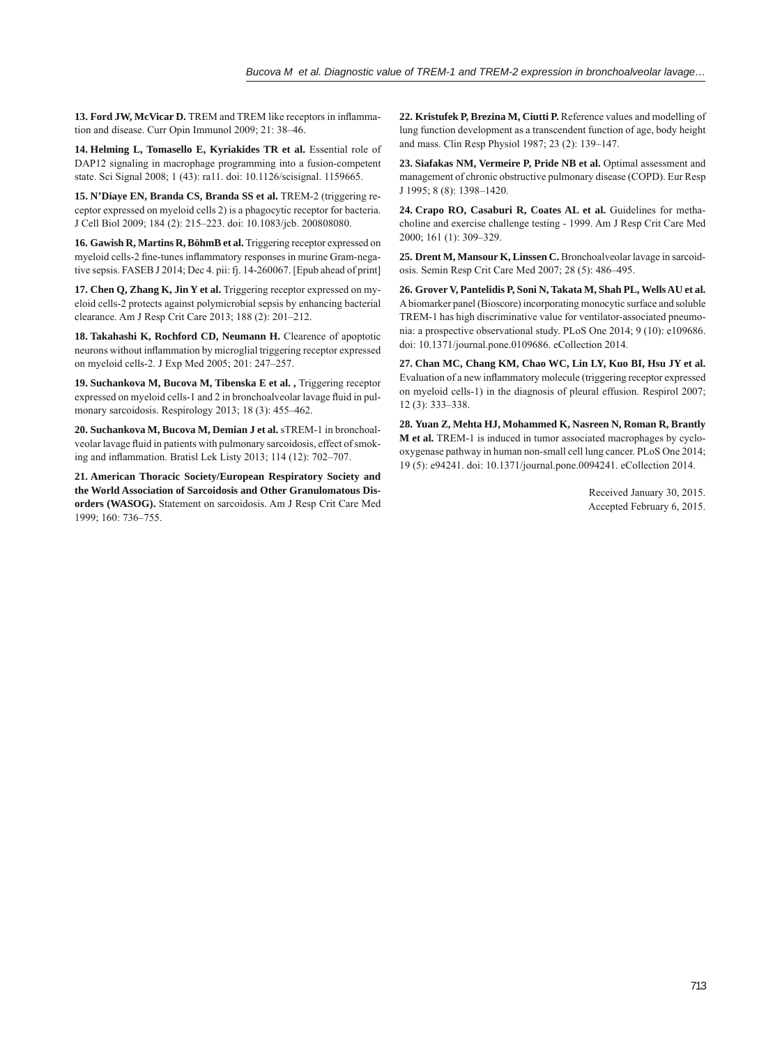**13. Ford JW, McVicar D.** TREM and TREM like receptors in inflammation and disease. Curr Opin Immunol 2009; 21: 38–46.

**14. Helming L, Tomasello E, Kyriakides TR et al.** Essential role of DAP12 signaling in macrophage programming into a fusion-competent state. Sci Signal 2008; 1 (43): ra11. doi: 10.1126/scisignal. 1159665.

**15. N'Diaye EN, Branda CS, Branda SS et al.** TREM-2 (triggering receptor expressed on myeloid cells 2) is a phagocytic receptor for bacteria. J Cell Biol 2009; 184 (2): 215–223. doi: 10.1083/jcb. 200808080.

**16. Gawish R, Martins R, BöhmB et al.** Triggering receptor expressed on myeloid cells-2 fine-tunes inflammatory responses in murine Gram-negative sepsis. FASEB J 2014; Dec 4. pii: fj. 14-260067. [Epub ahead of print]

**17. Chen Q, Zhang K, Jin Y et al.** Triggering receptor expressed on myeloid cells-2 protects against polymicrobial sepsis by enhancing bacterial clearance. Am J Resp Crit Care 2013; 188 (2): 201–212.

**18. Takahashi K, Rochford CD, Neumann H.** Clearence of apoptotic neurons without inflammation by microglial triggering receptor expressed on myeloid cells-2. J Exp Med 2005; 201: 247–257.

**19. Suchankova M, Bucova M, Tibenska E et al. ,** Triggering receptor expressed on myeloid cells-1 and 2 in bronchoalveolar lavage fluid in pulmonary sarcoidosis. Respirology 2013; 18 (3): 455–462.

**20. Suchankova M, Bucova M, Demian J et al.** sTREM-1 in bronchoalveolar lavage fluid in patients with pulmonary sarcoidosis, effect of smoking and inflammation. Bratisl Lek Listy 2013; 114 (12): 702–707.

**21. American Thoracic Society/European Respiratory Society and the World Association of Sarcoidosis and Other Granulomatous Disorders (WASOG).** Statement on sarcoidosis. Am J Resp Crit Care Med 1999; 160: 736–755.

**22. Kristufek P, Brezina M, Ciutti P.** Reference values and modelling of lung function development as a transcendent function of age, body height and mass. Clin Resp Physiol 1987; 23 (2): 139–147.

**23. Siafakas NM, Vermeire P, Pride NB et al.** Optimal assessment and management of chronic obstructive pulmonary disease (COPD). Eur Resp J 1995; 8 (8): 1398–1420.

**24. Crapo RO, Casaburi R, Coates AL et al.** Guidelines for methacholine and exercise challenge testing - 1999. Am J Resp Crit Care Med 2000; 161 (1): 309–329.

**25. Drent M, Mansour K, Linssen C.** Bronchoalveolar lavage in sarcoidosis. Semin Resp Crit Care Med 2007; 28 (5): 486–495.

**26. Grover V, Pantelidis P, Soni N, Takata M, Shah PL, Wells AU et al.** A biomarker panel (Bioscore) incorporating monocytic surface and soluble TREM-1 has high discriminative value for ventilator-associated pneumonia: a prospective observational study. PLoS One 2014; 9 (10): e109686. doi: 10.1371/journal.pone.0109686. eCollection 2014.

**27. Chan MC, Chang KM, Chao WC, Lin LY, Kuo BI, Hsu JY et al.** Evaluation of a new inflammatory molecule (triggering receptor expressed on myeloid cells-1) in the diagnosis of pleural effusion. Respirol 2007; 12 (3): 333–338.

**28. Yuan Z, Mehta HJ, Mohammed K, Nasreen N, Roman R, Brantly M et al.** TREM-1 is induced in tumor associated macrophages by cyclooxygenase pathway in human non-small cell lung cancer. PLoS One 2014; 19 (5): e94241. doi: 10.1371/journal.pone.0094241. eCollection 2014.

Received January 30, 2015.
Accepted February 6, 2015.